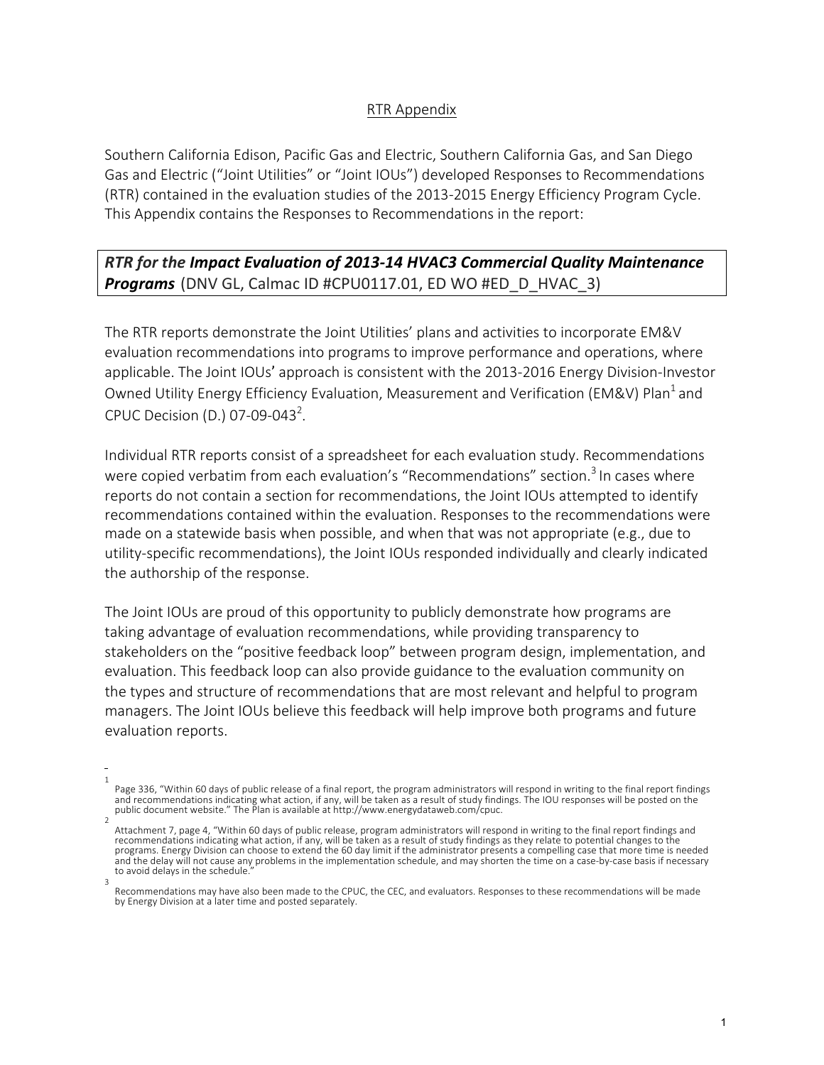RTR Appendix

Southern California Edison, Pacific Gas and Electric, Southern California Gas, and San Diego Gas and Electric ("Joint Utilities" or "Joint IOUs") developed Responses to Recommendations (RTR) contained in the evaluation studies of the 2013-2015 Energy Efficiency Program Cycle. This Appendix contains the Responses to Recommendations in the report:

***RTR for the Impact Evaluation of 2013-14 HVAC3 Commercial Quality Maintenance Programs*** (DNV GL, Calmac ID #CPU0117.01, ED WO #ED_D_HVAC_3)

The RTR reports demonstrate the Joint Utilities' plans and activities to incorporate EM&V evaluation recommendations into programs to improve performance and operations, where applicable. The Joint IOUs' approach is consistent with the 2013-2016 Energy Division-Investor Owned Utility Energy Efficiency Evaluation, Measurement and Verification (EM&V) Plan[1] and CPUC Decision (D.) 07-09-043[2].

Individual RTR reports consist of a spreadsheet for each evaluation study. Recommendations were copied verbatim from each evaluation's "Recommendations" section.[3] In cases where reports do not contain a section for recommendations, the Joint IOUs attempted to identify recommendations contained within the evaluation. Responses to the recommendations were made on a statewide basis when possible, and when that was not appropriate (e.g., due to utility-specific recommendations), the Joint IOUs responded individually and clearly indicated the authorship of the response.

The Joint IOUs are proud of this opportunity to publicly demonstrate how programs are taking advantage of evaluation recommendations, while providing transparency to stakeholders on the "positive feedback loop" between program design, implementation, and evaluation. This feedback loop can also provide guidance to the evaluation community on the types and structure of recommendations that are most relevant and helpful to program managers. The Joint IOUs believe this feedback will help improve both programs and future evaluation reports.

---

[1] Page 336, "Within 60 days of public release of a final report, the program administrators will respond in writing to the final report findings and recommendations indicating what action, if any, will be taken as a result of study findings. The IOU responses will be posted on the public document website." The Plan is available at http://www.energydataweb.com/cpuc.

[2] Attachment 7, page 4, "Within 60 days of public release, program administrators will respond in writing to the final report findings and recommendations indicating what action, if any, will be taken as a result of study findings as they relate to potential changes to the programs. Energy Division can choose to extend the 60 day limit if the administrator presents a compelling case that more time is needed and the delay will not cause any problems in the implementation schedule, and may shorten the time on a case-by-case basis if necessary to avoid delays in the schedule."

[3] Recommendations may have also been made to the CPUC, the CEC, and evaluators. Responses to these recommendations will be made by Energy Division at a later time and posted separately.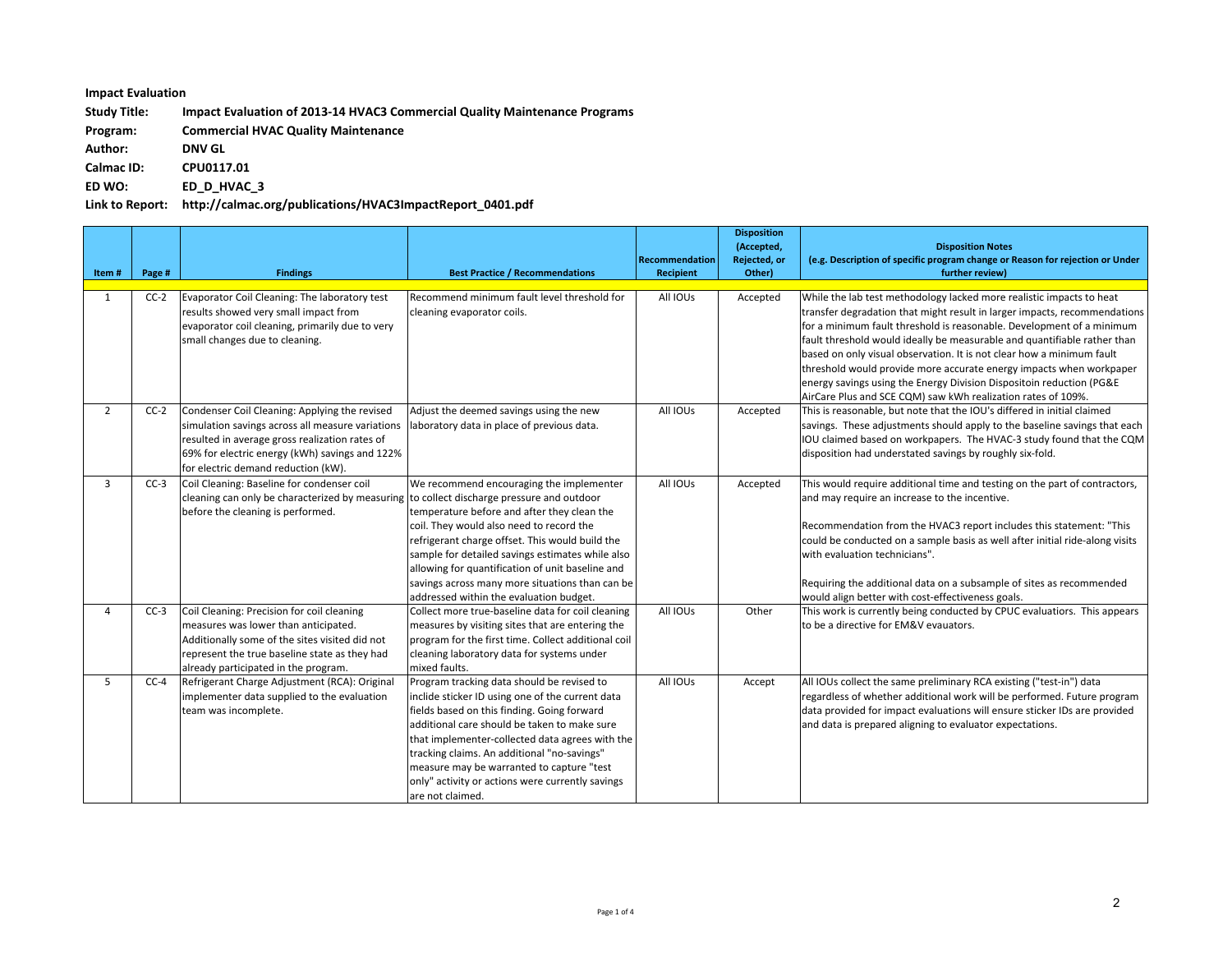**Impact Evaluation**

**Study Title:** **Impact Evaluation of 2013-14 HVAC3 Commercial Quality Maintenance Programs**

**Program:** **Commercial HVAC Quality Maintenance**

**Author:** **DNV GL**

**Calmac ID:** **CPU0117.01**

**ED WO:** **ED_D_HVAC_3**

**Link to Report:** **http://calmac.org/publications/HVAC3ImpactReport_0401.pdf**

| Item # | Page # | Findings | Best Practice / Recommendations | Recommendation Recipient | Disposition (Accepted, Rejected, or Other) | Disposition Notes (e.g. Description of specific program change or Reason for rejection or Under further review) |
|---|---|---|---|---|---|---|
| 1 | CC-2 | Evaporator Coil Cleaning: The laboratory test results showed very small impact from evaporator coil cleaning, primarily due to very small changes due to cleaning. | Recommend minimum fault level threshold for cleaning evaporator coils. | All IOUs | Accepted | While the lab test methodology lacked more realistic impacts to heat transfer degradation that might result in larger impacts, recommendations for a minimum fault threshold is reasonable. Development of a minimum fault threshold would ideally be measurable and quantifiable rather than based on only visual observation. It is not clear how a minimum fault threshold would provide more accurate energy impacts when workpaper energy savings using the Energy Division Dispositoin reduction (PG&E AirCare Plus and SCE CQM) saw kWh realization rates of 109%. |
| 2 | CC-2 | Condenser Coil Cleaning: Applying the revised simulation savings across all measure variations resulted in average gross realization rates of 69% for electric energy (kWh) savings and 122% for electric demand reduction (kW). | Adjust the deemed savings using the new laboratory data in place of previous data. | All IOUs | Accepted | This is reasonable, but note that the IOU's differed in initial claimed savings. These adjustments should apply to the baseline savings that each IOU claimed based on workpapers. The HVAC-3 study found that the CQM disposition had understated savings by roughly six-fold. |
| 3 | CC-3 | Coil Cleaning: Baseline for condenser coil cleaning can only be characterized by measuring before the cleaning is performed. | We recommend encouraging the implementer to collect discharge pressure and outdoor temperature before and after they clean the coil. They would also need to record the refrigerant charge offset. This would build the sample for detailed savings estimates while also allowing for quantification of unit baseline and savings across many more situations than can be addressed within the evaluation budget. | All IOUs | Accepted | This would require additional time and testing on the part of contractors, and may require an increase to the incentive.<br><br>Recommendation from the HVAC3 report includes this statement: "This could be conducted on a sample basis as well after initial ride-along visits with evaluation technicians".<br><br>Requiring the additional data on a subsample of sites as recommended would align better with cost-effectiveness goals. |
| 4 | CC-3 | Coil Cleaning: Precision for coil cleaning measures was lower than anticipated. Additionally some of the sites visited did not represent the true baseline state as they had already participated in the program. | Collect more true-baseline data for coil cleaning measures by visiting sites that are entering the program for the first time. Collect additional coil cleaning laboratory data for systems under mixed faults. | All IOUs | Other | This work is currently being conducted by CPUC evaluators. This appears to be a directive for EM&V evauators. |
| 5 | CC-4 | Refrigerant Charge Adjustment (RCA): Original implementer data supplied to the evaluation team was incomplete. | Program tracking data should be revised to inclide sticker ID using one of the current data fields based on this finding. Going forward additional care should be taken to make sure that implementer-collected data agrees with the tracking claims. An additional "no-savings" measure may be warranted to capture "test only" activity or actions were currently savings are not claimed. | All IOUs | Accept | All IOUs collect the same preliminary RCA existing ("test-in") data regardless of whether additional work will be performed. Future program data provided for impact evaluations will ensure sticker IDs are provided and data is prepared aligning to evaluator expectations. |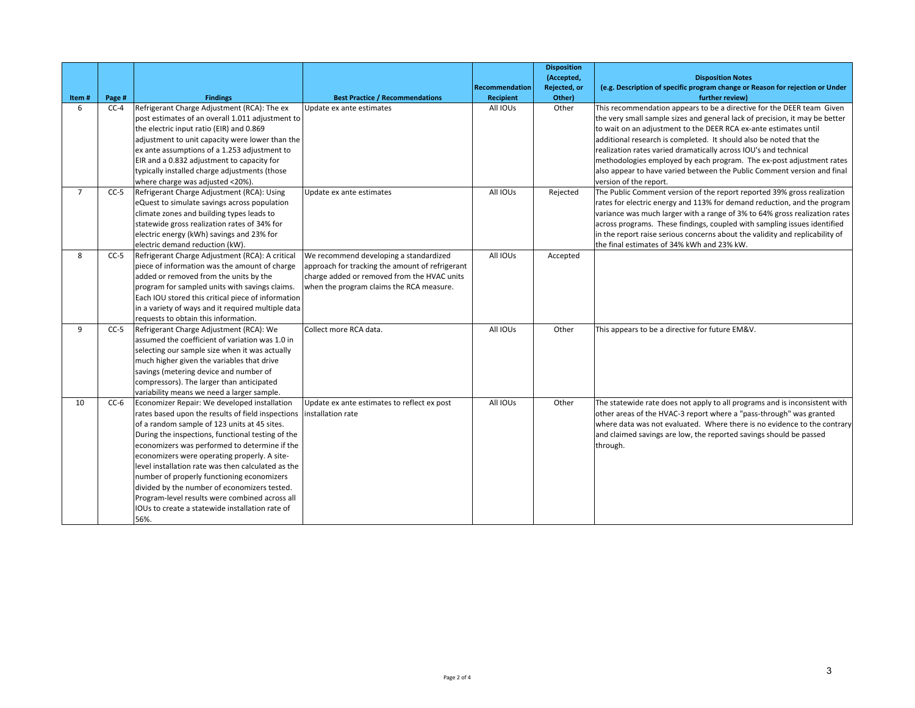| Item # | Page # | Findings | Best Practice / Recommendations | Recommendation Recipient | Disposition (Accepted, Rejected, or Other) | Disposition Notes (e.g. Description of specific program change or Reason for rejection or Under further review) |
|---|---|---|---|---|---|---|
| 6 | CC-4 | Refrigerant Charge Adjustment (RCA): The ex post estimates of an overall 1.011 adjustment to the electric input ratio (EIR) and 0.869 adjustment to unit capacity were lower than the ex ante assumptions of a 1.253 adjustment to EIR and a 0.832 adjustment to capacity for typically installed charge adjustments (those where charge was adjusted <20%). | Update ex ante estimates | All IOUs | Other | This recommendation appears to be a directive for the DEER team Given the very small sample sizes and general lack of precision, it may be better to wait on an adjustment to the DEER RCA ex-ante estimates until additional research is completed. It should also be noted that the realization rates varied dramatically across IOU's and technical methodologies employed by each program. The ex-post adjustment rates also appear to have varied between the Public Comment version and final version of the report. |
| 7 | CC-5 | Refrigerant Charge Adjustment (RCA): Using eQuest to simulate savings across population climate zones and building types leads to statewide gross realization rates of 34% for electric energy (kWh) savings and 23% for electric demand reduction (kW). | Update ex ante estimates | All IOUs | Rejected | The Public Comment version of the report reported 39% gross realization rates for electric energy and 113% for demand reduction, and the program variance was much larger with a range of 3% to 64% gross realization rates across programs. These findings, coupled with sampling issues identified in the report raise serious concerns about the validity and replicability of the final estimates of 34% kWh and 23% kW. |
| 8 | CC-5 | Refrigerant Charge Adjustment (RCA): A critical piece of information was the amount of charge added or removed from the units by the program for sampled units with savings claims. Each IOU stored this critical piece of information in a variety of ways and it required multiple data requests to obtain this information. | We recommend developing a standardized approach for tracking the amount of refrigerant charge added or removed from the HVAC units when the program claims the RCA measure. | All IOUs | Accepted | |
| 9 | CC-5 | Refrigerant Charge Adjustment (RCA): We assumed the coefficient of variation was 1.0 in selecting our sample size when it was actually much higher given the variables that drive savings (metering device and number of compressors). The larger than anticipated variability means we need a larger sample. | Collect more RCA data. | All IOUs | Other | This appears to be a directive for future EM&V. |
| 10 | CC-6 | Economizer Repair: We developed installation rates based upon the results of field inspections of a random sample of 123 units at 45 sites. During the inspections, functional testing of the economizers was performed to determine if the economizers were operating properly. A site-level installation rate was then calculated as the number of properly functioning economizers divided by the number of economizers tested. Program-level results were combined across all IOUs to create a statewide installation rate of 56%. | Update ex ante estimates to reflect ex post installation rate | All IOUs | Other | The statewide rate does not apply to all programs and is inconsistent with other areas of the HVAC-3 report where a "pass-through" was granted where data was not evaluated. Where there is no evidence to the contrary and claimed savings are low, the reported savings should be passed through. |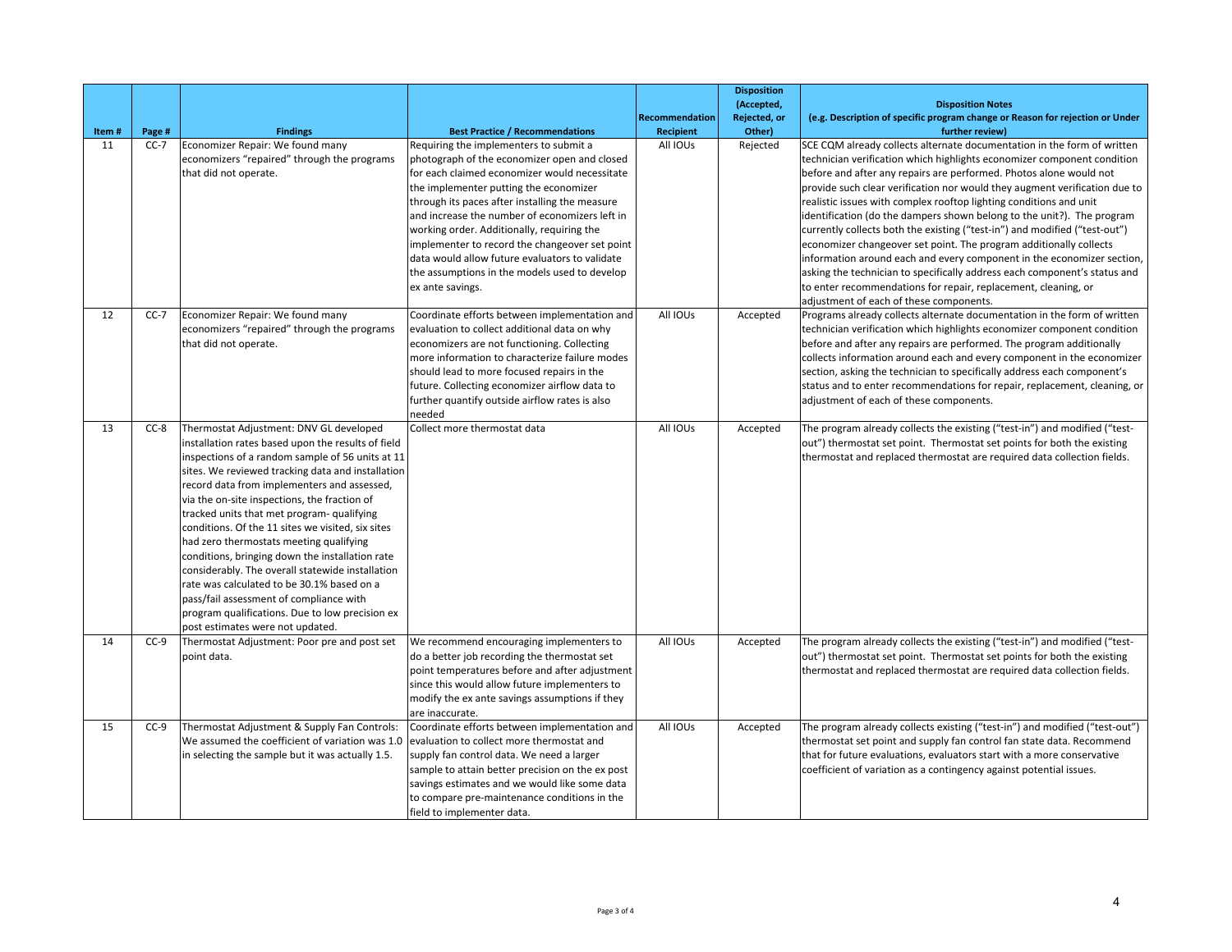| Item # | Page # | Findings | Best Practice / Recommendations | Recommendation Recipient | Disposition (Accepted, Rejected, or Other) | Disposition Notes (e.g. Description of specific program change or Reason for rejection or Under further review) |
|---|---|---|---|---|---|---|
| 11 | CC-7 | Economizer Repair: We found many economizers "repaired" through the programs that did not operate. | Requiring the implementers to submit a photograph of the economizer open and closed for each claimed economizer would necessitate the implementer putting the economizer through its paces after installing the measure and increase the number of economizers left in working order. Additionally, requiring the implementer to record the changeover set point data would allow future evaluators to validate the assumptions in the models used to develop ex ante savings. | All IOUs | Rejected | SCE CQM already collects alternate documentation in the form of written technician verification which highlights economizer component condition before and after any repairs are performed. Photos alone would not provide such clear verification nor would they augment verification due to realistic issues with complex rooftop lighting conditions and unit identification (do the dampers shown belong to the unit?). The program currently collects both the existing ("test-in") and modified ("test-out") economizer changeover set point. The program additionally collects information around each and every component in the economizer section, asking the technician to specifically address each component's status and to enter recommendations for repair, replacement, cleaning, or adjustment of each of these components. |
| 12 | CC-7 | Economizer Repair: We found many economizers "repaired" through the programs that did not operate. | Coordinate efforts between implementation and evaluation to collect additional data on why economizers are not functioning. Collecting more information to characterize failure modes should lead to more focused repairs in the future. Collecting economizer airflow data to further quantify outside airflow rates is also needed | All IOUs | Accepted | Programs already collects alternate documentation in the form of written technician verification which highlights economizer component condition before and after any repairs are performed. The program additionally collects information around each and every component in the economizer section, asking the technician to specifically address each component's status and to enter recommendations for repair, replacement, cleaning, or adjustment of each of these components. |
| 13 | CC-8 | Thermostat Adjustment: DNV GL developed installation rates based upon the results of field inspections of a random sample of 56 units at 11 sites. We reviewed tracking data and installation record data from implementers and assessed, via the on-site inspections, the fraction of tracked units that met program- qualifying conditions. Of the 11 sites we visited, six sites had zero thermostats meeting qualifying conditions, bringing down the installation rate considerably. The overall statewide installation rate was calculated to be 30.1% based on a pass/fail assessment of compliance with program qualifications. Due to low precision ex post estimates were not updated. | Collect more thermostat data | All IOUs | Accepted | The program already collects the existing ("test-in") and modified ("test-out") thermostat set point. Thermostat set points for both the existing thermostat and replaced thermostat are required data collection fields. |
| 14 | CC-9 | Thermostat Adjustment: Poor pre and post set point data. | We recommend encouraging implementers to do a better job recording the thermostat set point temperatures before and after adjustment since this would allow future implementers to modify the ex ante savings assumptions if they are inaccurate. | All IOUs | Accepted | The program already collects the existing ("test-in") and modified ("test-out") thermostat set point. Thermostat set points for both the existing thermostat and replaced thermostat are required data collection fields. |
| 15 | CC-9 | Thermostat Adjustment & Supply Fan Controls: We assumed the coefficient of variation was 1.0 in selecting the sample but it was actually 1.5. | Coordinate efforts between implementation and evaluation to collect more thermostat and supply fan control data. We need a larger sample to attain better precision on the ex post savings estimates and we would like some data to compare pre-maintenance conditions in the field to implementer data. | All IOUs | Accepted | The program already collects existing ("test-in") and modified ("test-out") thermostat set point and supply fan control fan state data. Recommend that for future evaluations, evaluators start with a more conservative coefficient of variation as a contingency against potential issues. |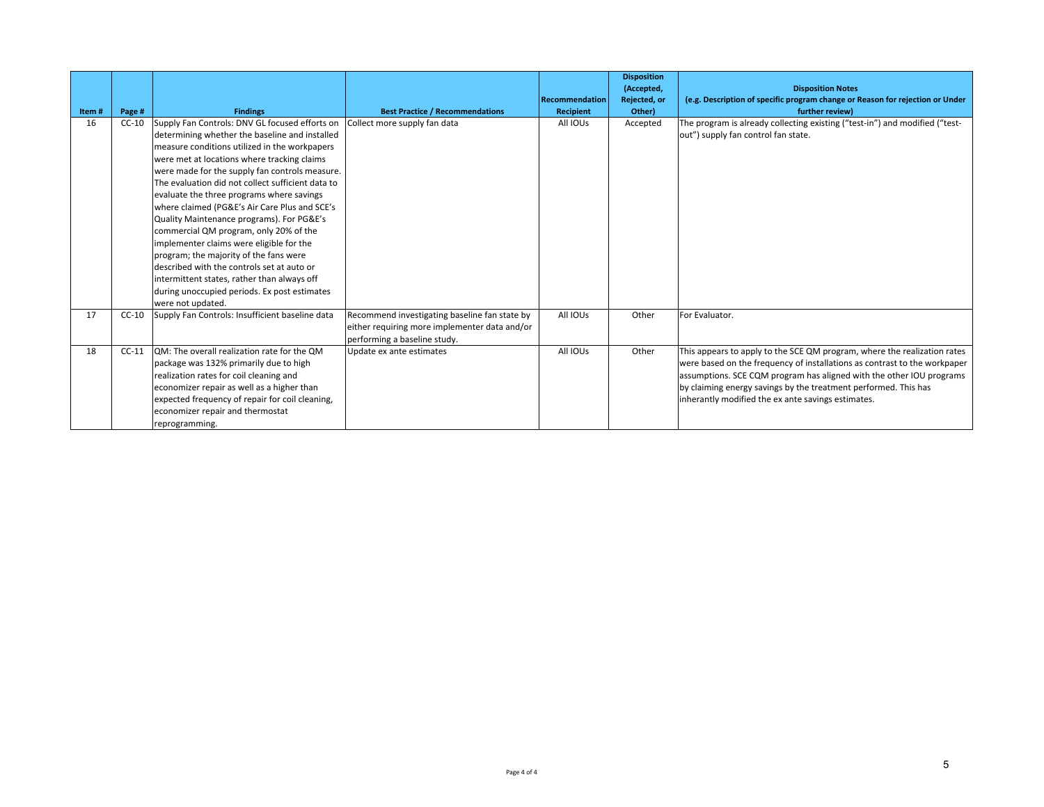| Item # | Page # | Findings | Best Practice / Recommendations | Recommendation Recipient | Disposition (Accepted, Rejected, or Other) | Disposition Notes (e.g. Description of specific program change or Reason for rejection or Under further review) |
|---|---|---|---|---|---|---|
| 16 | CC-10 | Supply Fan Controls: DNV GL focused efforts on determining whether the baseline and installed measure conditions utilized in the workpapers were met at locations where tracking claims were made for the supply fan controls measure. The evaluation did not collect sufficient data to evaluate the three programs where savings where claimed (PG&E's Air Care Plus and SCE's Quality Maintenance programs). For PG&E's commercial QM program, only 20% of the implementer claims were eligible for the program; the majority of the fans were described with the controls set at auto or intermittent states, rather than always off during unoccupied periods. Ex post estimates were not updated. | Collect more supply fan data | All IOUs | Accepted | The program is already collecting existing ("test-in") and modified ("test-out") supply fan control fan state. |
| 17 | CC-10 | Supply Fan Controls: Insufficient baseline data | Recommend investigating baseline fan state by either requiring more implementer data and/or performing a baseline study. | All IOUs | Other | For Evaluator. |
| 18 | CC-11 | QM: The overall realization rate for the QM package was 132% primarily due to high realization rates for coil cleaning and economizer repair as well as a higher than expected frequency of repair for coil cleaning, economizer repair and thermostat reprogramming. | Update ex ante estimates | All IOUs | Other | This appears to apply to the SCE QM program, where the realization rates were based on the frequency of installations as contrast to the workpaper assumptions. SCE CQM program has aligned with the other IOU programs by claiming energy savings by the treatment performed. This has inherantly modified the ex ante savings estimates. |